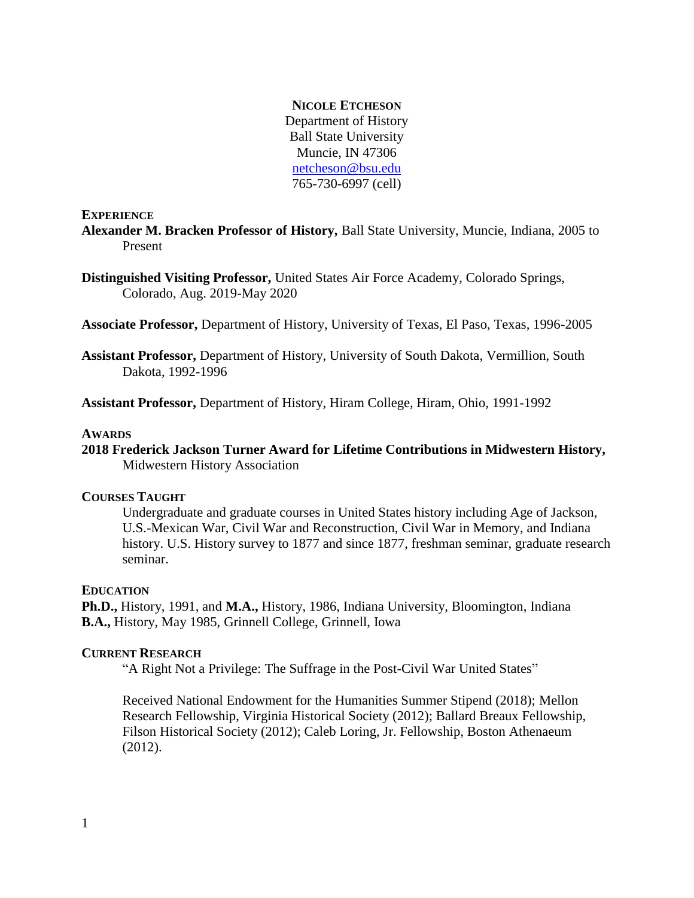**NICOLE ETCHESON**
Department of History
Ball State University
Muncie, IN 47306
netcheson@bsu.edu
765-730-6997 (cell)

## EXPERIENCE

**Alexander M. Bracken Professor of History,** Ball State University, Muncie, Indiana, 2005 to Present

**Distinguished Visiting Professor,** United States Air Force Academy, Colorado Springs, Colorado, Aug. 2019-May 2020

**Associate Professor,** Department of History, University of Texas, El Paso, Texas, 1996-2005

**Assistant Professor,** Department of History, University of South Dakota, Vermillion, South Dakota, 1992-1996

**Assistant Professor,** Department of History, Hiram College, Hiram, Ohio, 1991-1992

## AWARDS

**2018 Frederick Jackson Turner Award for Lifetime Contributions in Midwestern History,** Midwestern History Association

## COURSES TAUGHT

Undergraduate and graduate courses in United States history including Age of Jackson, U.S.-Mexican War, Civil War and Reconstruction, Civil War in Memory, and Indiana history. U.S. History survey to 1877 and since 1877, freshman seminar, graduate research seminar.

## EDUCATION

**Ph.D.,** History, 1991, and **M.A.,** History, 1986, Indiana University, Bloomington, Indiana
**B.A.,** History, May 1985, Grinnell College, Grinnell, Iowa

## CURRENT RESEARCH

"A Right Not a Privilege: The Suffrage in the Post-Civil War United States"

Received National Endowment for the Humanities Summer Stipend (2018); Mellon Research Fellowship, Virginia Historical Society (2012); Ballard Breaux Fellowship, Filson Historical Society (2012); Caleb Loring, Jr. Fellowship, Boston Athenaeum (2012).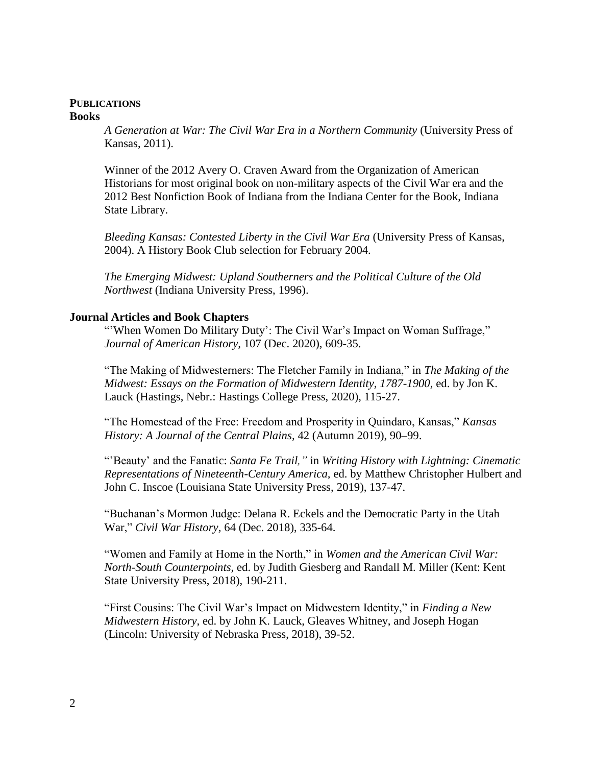## PUBLICATIONS

### Books

*A Generation at War: The Civil War Era in a Northern Community* (University Press of Kansas, 2011).

Winner of the 2012 Avery O. Craven Award from the Organization of American Historians for most original book on non-military aspects of the Civil War era and the 2012 Best Nonfiction Book of Indiana from the Indiana Center for the Book, Indiana State Library.

*Bleeding Kansas: Contested Liberty in the Civil War Era* (University Press of Kansas, 2004). A History Book Club selection for February 2004.

*The Emerging Midwest: Upland Southerners and the Political Culture of the Old Northwest* (Indiana University Press, 1996).

### Journal Articles and Book Chapters

"'When Women Do Military Duty': The Civil War's Impact on Woman Suffrage," *Journal of American History,* 107 (Dec. 2020), 609-35.

"The Making of Midwesterners: The Fletcher Family in Indiana," in *The Making of the Midwest: Essays on the Formation of Midwestern Identity, 1787-1900,* ed. by Jon K. Lauck (Hastings, Nebr.: Hastings College Press, 2020), 115-27.

"The Homestead of the Free: Freedom and Prosperity in Quindaro, Kansas," *Kansas History: A Journal of the Central Plains,* 42 (Autumn 2019), 90–99.

"'Beauty' and the Fanatic: *Santa Fe Trail,"* in *Writing History with Lightning: Cinematic Representations of Nineteenth-Century America,* ed. by Matthew Christopher Hulbert and John C. Inscoe (Louisiana State University Press, 2019), 137-47.

"Buchanan's Mormon Judge: Delana R. Eckels and the Democratic Party in the Utah War," *Civil War History,* 64 (Dec. 2018), 335-64.

"Women and Family at Home in the North," in *Women and the American Civil War: North-South Counterpoints,* ed. by Judith Giesberg and Randall M. Miller (Kent: Kent State University Press, 2018), 190-211.

"First Cousins: The Civil War's Impact on Midwestern Identity," in *Finding a New Midwestern History,* ed. by John K. Lauck, Gleaves Whitney, and Joseph Hogan (Lincoln: University of Nebraska Press, 2018), 39-52.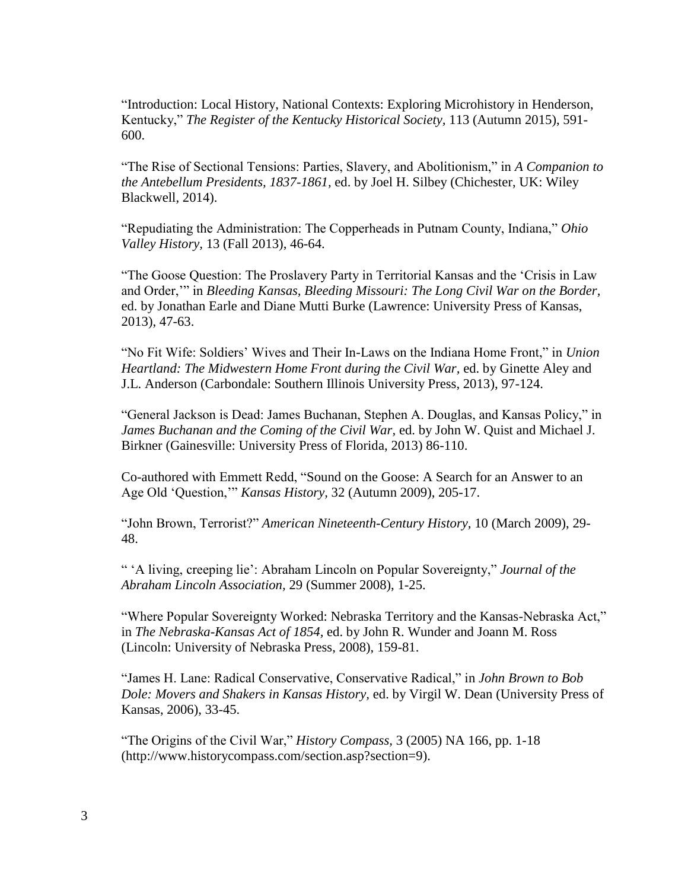"Introduction: Local History, National Contexts: Exploring Microhistory in Henderson, Kentucky," *The Register of the Kentucky Historical Society,* 113 (Autumn 2015), 591-600.

"The Rise of Sectional Tensions: Parties, Slavery, and Abolitionism," in *A Companion to the Antebellum Presidents, 1837-1861,* ed. by Joel H. Silbey (Chichester, UK: Wiley Blackwell, 2014).

"Repudiating the Administration: The Copperheads in Putnam County, Indiana," *Ohio Valley History,* 13 (Fall 2013), 46-64.

"The Goose Question: The Proslavery Party in Territorial Kansas and the 'Crisis in Law and Order,'" in *Bleeding Kansas, Bleeding Missouri: The Long Civil War on the Border,* ed. by Jonathan Earle and Diane Mutti Burke (Lawrence: University Press of Kansas, 2013), 47-63.

"No Fit Wife: Soldiers' Wives and Their In-Laws on the Indiana Home Front," in *Union Heartland: The Midwestern Home Front during the Civil War,* ed. by Ginette Aley and J.L. Anderson (Carbondale: Southern Illinois University Press, 2013), 97-124.

"General Jackson is Dead: James Buchanan, Stephen A. Douglas, and Kansas Policy," in *James Buchanan and the Coming of the Civil War,* ed. by John W. Quist and Michael J. Birkner (Gainesville: University Press of Florida, 2013) 86-110.

Co-authored with Emmett Redd, "Sound on the Goose: A Search for an Answer to an Age Old 'Question,'" *Kansas History,* 32 (Autumn 2009), 205-17.

"John Brown, Terrorist?" *American Nineteenth-Century History,* 10 (March 2009), 29-48.

" 'A living, creeping lie': Abraham Lincoln on Popular Sovereignty," *Journal of the Abraham Lincoln Association,* 29 (Summer 2008), 1-25.

"Where Popular Sovereignty Worked: Nebraska Territory and the Kansas-Nebraska Act," in *The Nebraska-Kansas Act of 1854,* ed. by John R. Wunder and Joann M. Ross (Lincoln: University of Nebraska Press, 2008), 159-81.

"James H. Lane: Radical Conservative, Conservative Radical," in *John Brown to Bob Dole: Movers and Shakers in Kansas History,* ed. by Virgil W. Dean (University Press of Kansas, 2006), 33-45.

"The Origins of the Civil War," *History Compass,* 3 (2005) NA 166, pp. 1-18 (http://www.historycompass.com/section.asp?section=9).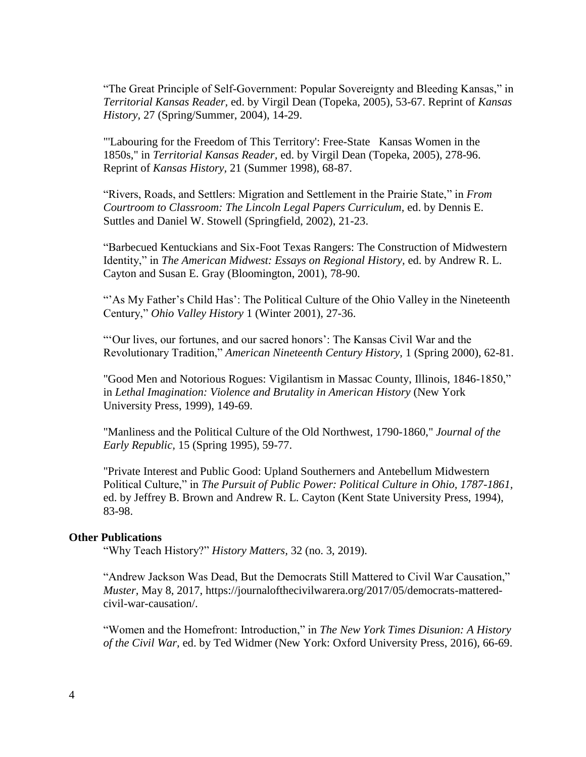"The Great Principle of Self-Government: Popular Sovereignty and Bleeding Kansas," in *Territorial Kansas Reader*, ed. by Virgil Dean (Topeka, 2005), 53-67. Reprint of *Kansas History,* 27 (Spring/Summer, 2004), 14-29.

"'Labouring for the Freedom of This Territory': Free-State Kansas Women in the 1850s," in *Territorial Kansas Reader,* ed. by Virgil Dean (Topeka, 2005), 278-96. Reprint of *Kansas History,* 21 (Summer 1998), 68-87.

"Rivers, Roads, and Settlers: Migration and Settlement in the Prairie State," in *From Courtroom to Classroom: The Lincoln Legal Papers Curriculum,* ed. by Dennis E. Suttles and Daniel W. Stowell (Springfield, 2002), 21-23.

"Barbecued Kentuckians and Six-Foot Texas Rangers: The Construction of Midwestern Identity," in *The American Midwest: Essays on Regional History,* ed. by Andrew R. L. Cayton and Susan E. Gray (Bloomington, 2001), 78-90.

"'As My Father's Child Has': The Political Culture of the Ohio Valley in the Nineteenth Century," *Ohio Valley History* 1 (Winter 2001), 27-36.

"'Our lives, our fortunes, and our sacred honors': The Kansas Civil War and the Revolutionary Tradition," *American Nineteenth Century History,* 1 (Spring 2000), 62-81.

"Good Men and Notorious Rogues: Vigilantism in Massac County, Illinois, 1846-1850," in *Lethal Imagination: Violence and Brutality in American History* (New York University Press, 1999), 149-69.

"Manliness and the Political Culture of the Old Northwest, 1790-1860," *Journal of the Early Republic,* 15 (Spring 1995), 59-77.

"Private Interest and Public Good: Upland Southerners and Antebellum Midwestern Political Culture," in *The Pursuit of Public Power: Political Culture in Ohio, 1787-1861,* ed. by Jeffrey B. Brown and Andrew R. L. Cayton (Kent State University Press, 1994), 83-98.

**Other Publications**

"Why Teach History?" *History Matters,* 32 (no. 3, 2019).

"Andrew Jackson Was Dead, But the Democrats Still Mattered to Civil War Causation," *Muster,* May 8, 2017, https://journalofthecivilwarera.org/2017/05/democrats-mattered-civil-war-causation/.

"Women and the Homefront: Introduction," in *The New York Times Disunion: A History of the Civil War,* ed. by Ted Widmer (New York: Oxford University Press, 2016), 66-69.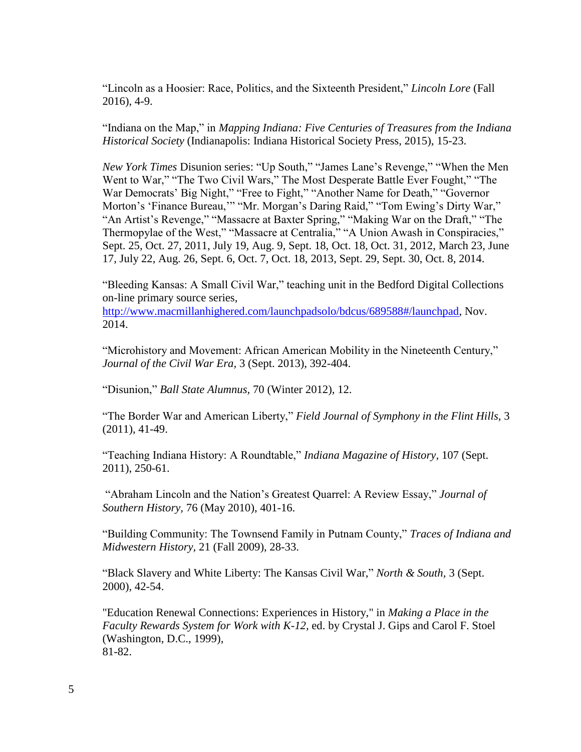“Lincoln as a Hoosier: Race, Politics, and the Sixteenth President,” *Lincoln Lore* (Fall 2016), 4-9.

“Indiana on the Map,” in *Mapping Indiana: Five Centuries of Treasures from the Indiana Historical Society* (Indianapolis: Indiana Historical Society Press, 2015), 15-23.

*New York Times* Disunion series: “Up South,” “James Lane’s Revenge,” “When the Men Went to War,” “The Two Civil Wars,” The Most Desperate Battle Ever Fought,” “The War Democrats’ Big Night,” “Free to Fight,” “Another Name for Death,” “Governor Morton’s ‘Finance Bureau,’” “Mr. Morgan’s Daring Raid,” “Tom Ewing’s Dirty War,” “An Artist’s Revenge,” “Massacre at Baxter Spring,” “Making War on the Draft,” “The Thermopylae of the West,” “Massacre at Centralia,” “A Union Awash in Conspiracies,” Sept. 25, Oct. 27, 2011, July 19, Aug. 9, Sept. 18, Oct. 18, Oct. 31, 2012, March 23, June 17, July 22, Aug. 26, Sept. 6, Oct. 7, Oct. 18, 2013, Sept. 29, Sept. 30, Oct. 8, 2014.

“Bleeding Kansas: A Small Civil War,” teaching unit in the Bedford Digital Collections on-line primary source series, http://www.macmillanhighered.com/launchpadsolo/bdcus/689588#/launchpad, Nov. 2014.

“Microhistory and Movement: African American Mobility in the Nineteenth Century,” *Journal of the Civil War Era,* 3 (Sept. 2013), 392-404.

“Disunion,” *Ball State Alumnus,* 70 (Winter 2012), 12.

“The Border War and American Liberty,” *Field Journal of Symphony in the Flint Hills,* 3 (2011), 41-49.

“Teaching Indiana History: A Roundtable,” *Indiana Magazine of History,* 107 (Sept. 2011), 250-61.

“Abraham Lincoln and the Nation’s Greatest Quarrel: A Review Essay,” *Journal of Southern History,* 76 (May 2010), 401-16.

“Building Community: The Townsend Family in Putnam County,” *Traces of Indiana and Midwestern History,* 21 (Fall 2009), 28-33.

“Black Slavery and White Liberty: The Kansas Civil War,” *North & South,* 3 (Sept. 2000), 42-54.

"Education Renewal Connections: Experiences in History," in *Making a Place in the Faculty Rewards System for Work with K-12,* ed. by Crystal J. Gips and Carol F. Stoel (Washington, D.C., 1999), 81-82.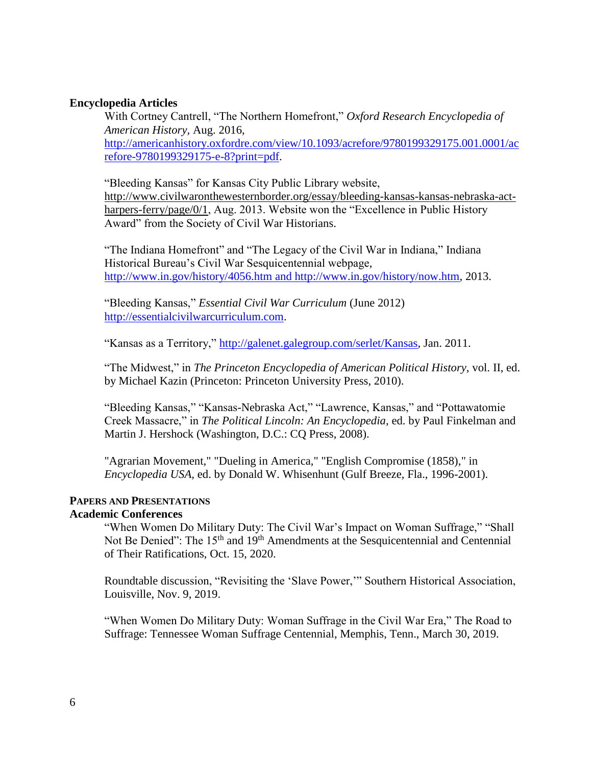**Encyclopedia Articles**

With Cortney Cantrell, "The Northern Homefront," *Oxford Research Encyclopedia of American History,* Aug. 2016, http://americanhistory.oxfordre.com/view/10.1093/acrefore/9780199329175.001.0001/acrefore-9780199329175-e-8?print=pdf.

"Bleeding Kansas" for Kansas City Public Library website, http://www.civilwaronthewesternborder.org/essay/bleeding-kansas-kansas-nebraska-act-harpers-ferry/page/0/1, Aug. 2013. Website won the "Excellence in Public History Award" from the Society of Civil War Historians.

"The Indiana Homefront" and "The Legacy of the Civil War in Indiana," Indiana Historical Bureau's Civil War Sesquicentennial webpage, http://www.in.gov/history/4056.htm and http://www.in.gov/history/now.htm, 2013.

"Bleeding Kansas," *Essential Civil War Curriculum* (June 2012) http://essentialcivilwarcurriculum.com.

"Kansas as a Territory," http://galenet.galegroup.com/serlet/Kansas, Jan. 2011.

"The Midwest," in *The Princeton Encyclopedia of American Political History*, vol. II, ed. by Michael Kazin (Princeton: Princeton University Press, 2010).

"Bleeding Kansas," "Kansas-Nebraska Act," "Lawrence, Kansas," and "Pottawatomie Creek Massacre," in *The Political Lincoln: An Encyclopedia,* ed. by Paul Finkelman and Martin J. Hershock (Washington, D.C.: CQ Press, 2008).

"Agrarian Movement," "Dueling in America," "English Compromise (1858)," in *Encyclopedia USA*, ed. by Donald W. Whisenhunt (Gulf Breeze, Fla., 1996-2001).

**PAPERS AND PRESENTATIONS**

**Academic Conferences**

"When Women Do Military Duty: The Civil War's Impact on Woman Suffrage," "Shall Not Be Denied": The 15th and 19th Amendments at the Sesquicentennial and Centennial of Their Ratifications, Oct. 15, 2020.

Roundtable discussion, "Revisiting the 'Slave Power,'" Southern Historical Association, Louisville, Nov. 9, 2019.

"When Women Do Military Duty: Woman Suffrage in the Civil War Era," The Road to Suffrage: Tennessee Woman Suffrage Centennial, Memphis, Tenn., March 30, 2019.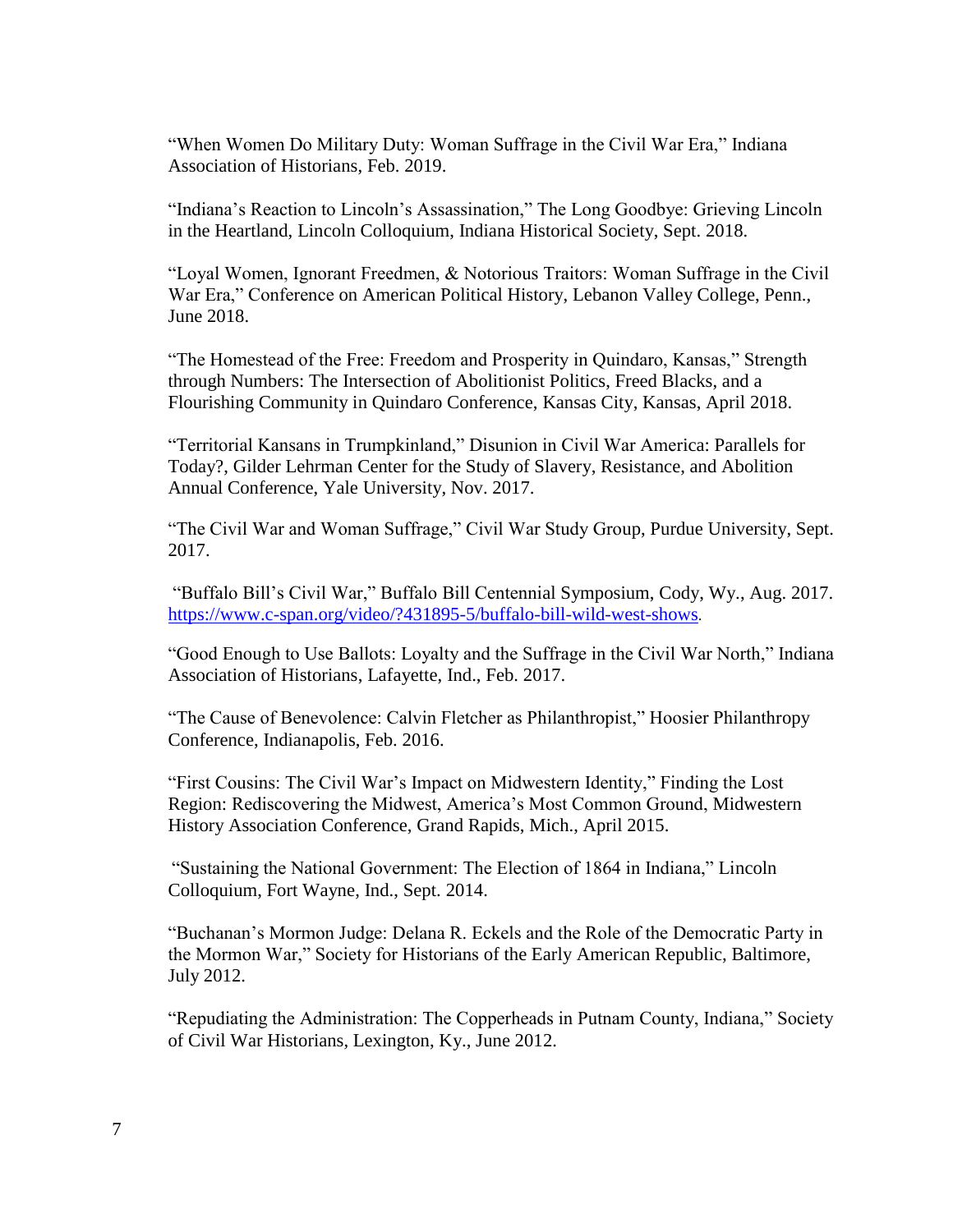"When Women Do Military Duty: Woman Suffrage in the Civil War Era," Indiana Association of Historians, Feb. 2019.

"Indiana's Reaction to Lincoln's Assassination," The Long Goodbye: Grieving Lincoln in the Heartland, Lincoln Colloquium, Indiana Historical Society, Sept. 2018.

"Loyal Women, Ignorant Freedmen, & Notorious Traitors: Woman Suffrage in the Civil War Era," Conference on American Political History, Lebanon Valley College, Penn., June 2018.

"The Homestead of the Free: Freedom and Prosperity in Quindaro, Kansas," Strength through Numbers: The Intersection of Abolitionist Politics, Freed Blacks, and a Flourishing Community in Quindaro Conference, Kansas City, Kansas, April 2018.

"Territorial Kansans in Trumpkinland," Disunion in Civil War America: Parallels for Today?, Gilder Lehrman Center for the Study of Slavery, Resistance, and Abolition Annual Conference, Yale University, Nov. 2017.

"The Civil War and Woman Suffrage," Civil War Study Group, Purdue University, Sept. 2017.

"Buffalo Bill's Civil War," Buffalo Bill Centennial Symposium, Cody, Wy., Aug. 2017. https://www.c-span.org/video/?431895-5/buffalo-bill-wild-west-shows.

"Good Enough to Use Ballots: Loyalty and the Suffrage in the Civil War North," Indiana Association of Historians, Lafayette, Ind., Feb. 2017.

"The Cause of Benevolence: Calvin Fletcher as Philanthropist," Hoosier Philanthropy Conference, Indianapolis, Feb. 2016.

"First Cousins: The Civil War's Impact on Midwestern Identity," Finding the Lost Region: Rediscovering the Midwest, America's Most Common Ground, Midwestern History Association Conference, Grand Rapids, Mich., April 2015.

"Sustaining the National Government: The Election of 1864 in Indiana," Lincoln Colloquium, Fort Wayne, Ind., Sept. 2014.

"Buchanan's Mormon Judge: Delana R. Eckels and the Role of the Democratic Party in the Mormon War," Society for Historians of the Early American Republic, Baltimore, July 2012.

"Repudiating the Administration: The Copperheads in Putnam County, Indiana," Society of Civil War Historians, Lexington, Ky., June 2012.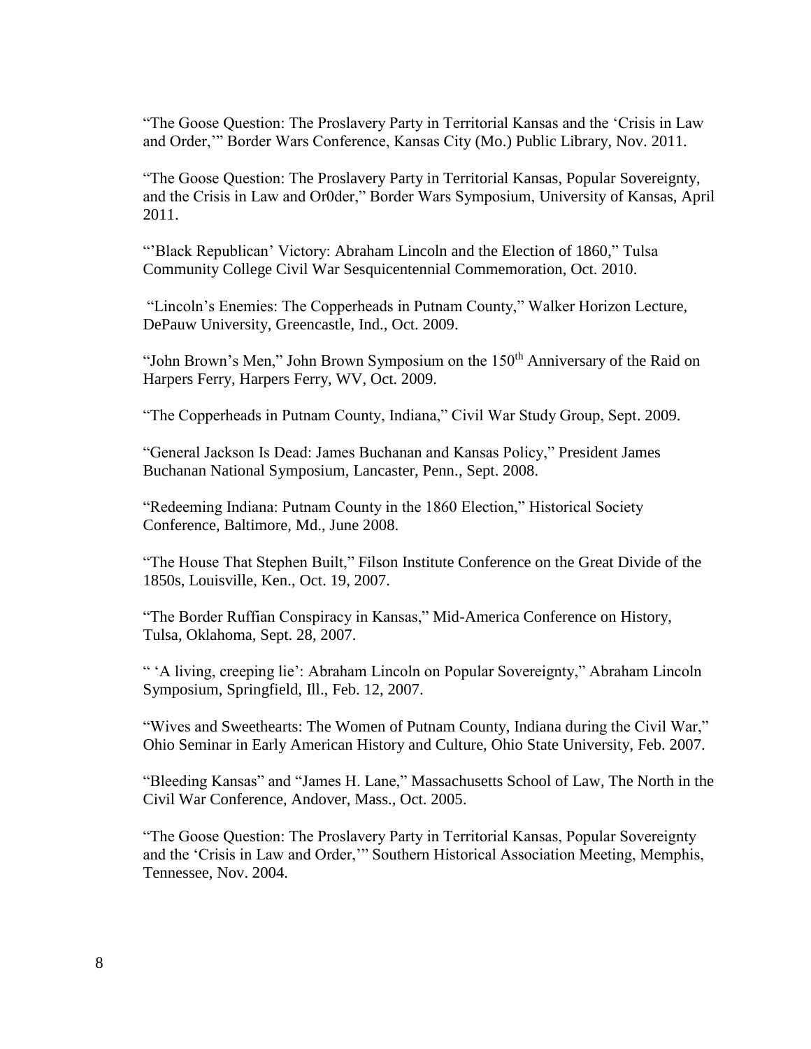"The Goose Question: The Proslavery Party in Territorial Kansas and the 'Crisis in Law and Order,'" Border Wars Conference, Kansas City (Mo.) Public Library, Nov. 2011.

"The Goose Question: The Proslavery Party in Territorial Kansas, Popular Sovereignty, and the Crisis in Law and Or0der," Border Wars Symposium, University of Kansas, April 2011.

"'Black Republican' Victory: Abraham Lincoln and the Election of 1860," Tulsa Community College Civil War Sesquicentennial Commemoration, Oct. 2010.

"Lincoln's Enemies: The Copperheads in Putnam County," Walker Horizon Lecture, DePauw University, Greencastle, Ind., Oct. 2009.

"John Brown's Men," John Brown Symposium on the 150th Anniversary of the Raid on Harpers Ferry, Harpers Ferry, WV, Oct. 2009.

"The Copperheads in Putnam County, Indiana," Civil War Study Group, Sept. 2009.

"General Jackson Is Dead: James Buchanan and Kansas Policy," President James Buchanan National Symposium, Lancaster, Penn., Sept. 2008.

"Redeeming Indiana: Putnam County in the 1860 Election," Historical Society Conference, Baltimore, Md., June 2008.

"The House That Stephen Built," Filson Institute Conference on the Great Divide of the 1850s, Louisville, Ken., Oct. 19, 2007.

"The Border Ruffian Conspiracy in Kansas," Mid-America Conference on History, Tulsa, Oklahoma, Sept. 28, 2007.

" 'A living, creeping lie': Abraham Lincoln on Popular Sovereignty," Abraham Lincoln Symposium, Springfield, Ill., Feb. 12, 2007.

"Wives and Sweethearts: The Women of Putnam County, Indiana during the Civil War," Ohio Seminar in Early American History and Culture, Ohio State University, Feb. 2007.

"Bleeding Kansas" and "James H. Lane," Massachusetts School of Law, The North in the Civil War Conference, Andover, Mass., Oct. 2005.

"The Goose Question: The Proslavery Party in Territorial Kansas, Popular Sovereignty and the 'Crisis in Law and Order,'" Southern Historical Association Meeting, Memphis, Tennessee, Nov. 2004.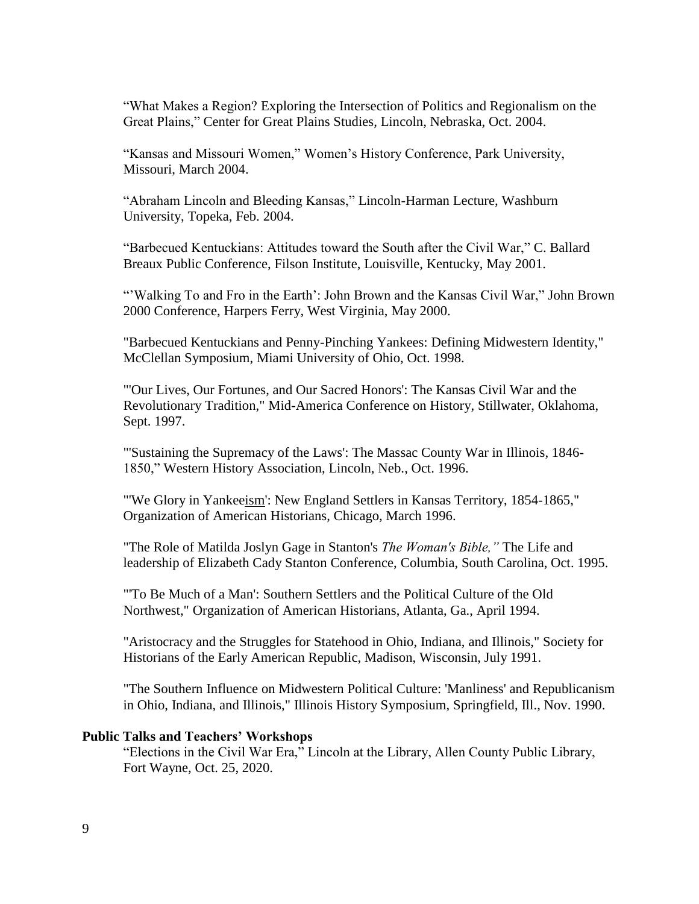"What Makes a Region? Exploring the Intersection of Politics and Regionalism on the Great Plains," Center for Great Plains Studies, Lincoln, Nebraska, Oct. 2004.

"Kansas and Missouri Women," Women's History Conference, Park University, Missouri, March 2004.

"Abraham Lincoln and Bleeding Kansas," Lincoln-Harman Lecture, Washburn University, Topeka, Feb. 2004.

"Barbecued Kentuckians: Attitudes toward the South after the Civil War," C. Ballard Breaux Public Conference, Filson Institute, Louisville, Kentucky, May 2001.

"'Walking To and Fro in the Earth': John Brown and the Kansas Civil War," John Brown 2000 Conference, Harpers Ferry, West Virginia, May 2000.

"Barbecued Kentuckians and Penny-Pinching Yankees: Defining Midwestern Identity," McClellan Symposium, Miami University of Ohio, Oct. 1998.

"'Our Lives, Our Fortunes, and Our Sacred Honors': The Kansas Civil War and the Revolutionary Tradition," Mid-America Conference on History, Stillwater, Oklahoma, Sept. 1997.

"'Sustaining the Supremacy of the Laws': The Massac County War in Illinois, 1846-1850," Western History Association, Lincoln, Neb., Oct. 1996.

"'We Glory in Yankeeism': New England Settlers in Kansas Territory, 1854-1865," Organization of American Historians, Chicago, March 1996.

"The Role of Matilda Joslyn Gage in Stanton's *The Woman's Bible,"* The Life and leadership of Elizabeth Cady Stanton Conference, Columbia, South Carolina, Oct. 1995.

"'To Be Much of a Man': Southern Settlers and the Political Culture of the Old Northwest," Organization of American Historians, Atlanta, Ga., April 1994.

"Aristocracy and the Struggles for Statehood in Ohio, Indiana, and Illinois," Society for Historians of the Early American Republic, Madison, Wisconsin, July 1991.

"The Southern Influence on Midwestern Political Culture: 'Manliness' and Republicanism in Ohio, Indiana, and Illinois," Illinois History Symposium, Springfield, Ill., Nov. 1990.

**Public Talks and Teachers' Workshops**

"Elections in the Civil War Era," Lincoln at the Library, Allen County Public Library, Fort Wayne, Oct. 25, 2020.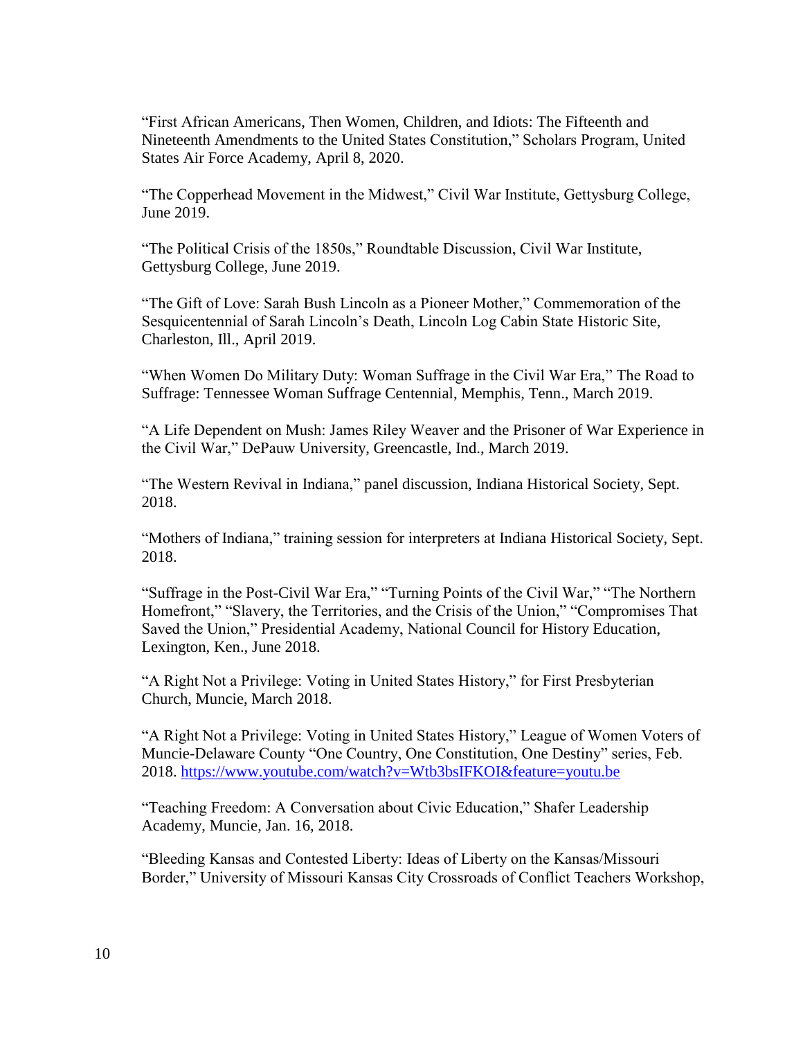"First African Americans, Then Women, Children, and Idiots: The Fifteenth and Nineteenth Amendments to the United States Constitution," Scholars Program, United States Air Force Academy, April 8, 2020.

"The Copperhead Movement in the Midwest," Civil War Institute, Gettysburg College, June 2019.

"The Political Crisis of the 1850s," Roundtable Discussion, Civil War Institute, Gettysburg College, June 2019.

"The Gift of Love: Sarah Bush Lincoln as a Pioneer Mother," Commemoration of the Sesquicentennial of Sarah Lincoln's Death, Lincoln Log Cabin State Historic Site, Charleston, Ill., April 2019.

"When Women Do Military Duty: Woman Suffrage in the Civil War Era," The Road to Suffrage: Tennessee Woman Suffrage Centennial, Memphis, Tenn., March 2019.

"A Life Dependent on Mush: James Riley Weaver and the Prisoner of War Experience in the Civil War," DePauw University, Greencastle, Ind., March 2019.

"The Western Revival in Indiana," panel discussion, Indiana Historical Society, Sept. 2018.

"Mothers of Indiana," training session for interpreters at Indiana Historical Society, Sept. 2018.

"Suffrage in the Post-Civil War Era," "Turning Points of the Civil War," "The Northern Homefront," "Slavery, the Territories, and the Crisis of the Union," "Compromises That Saved the Union," Presidential Academy, National Council for History Education, Lexington, Ken., June 2018.

"A Right Not a Privilege: Voting in United States History," for First Presbyterian Church, Muncie, March 2018.

"A Right Not a Privilege: Voting in United States History," League of Women Voters of Muncie-Delaware County "One Country, One Constitution, One Destiny" series, Feb. 2018. https://www.youtube.com/watch?v=Wtb3bsIFKOI&feature=youtu.be

"Teaching Freedom: A Conversation about Civic Education," Shafer Leadership Academy, Muncie, Jan. 16, 2018.

"Bleeding Kansas and Contested Liberty: Ideas of Liberty on the Kansas/Missouri Border," University of Missouri Kansas City Crossroads of Conflict Teachers Workshop,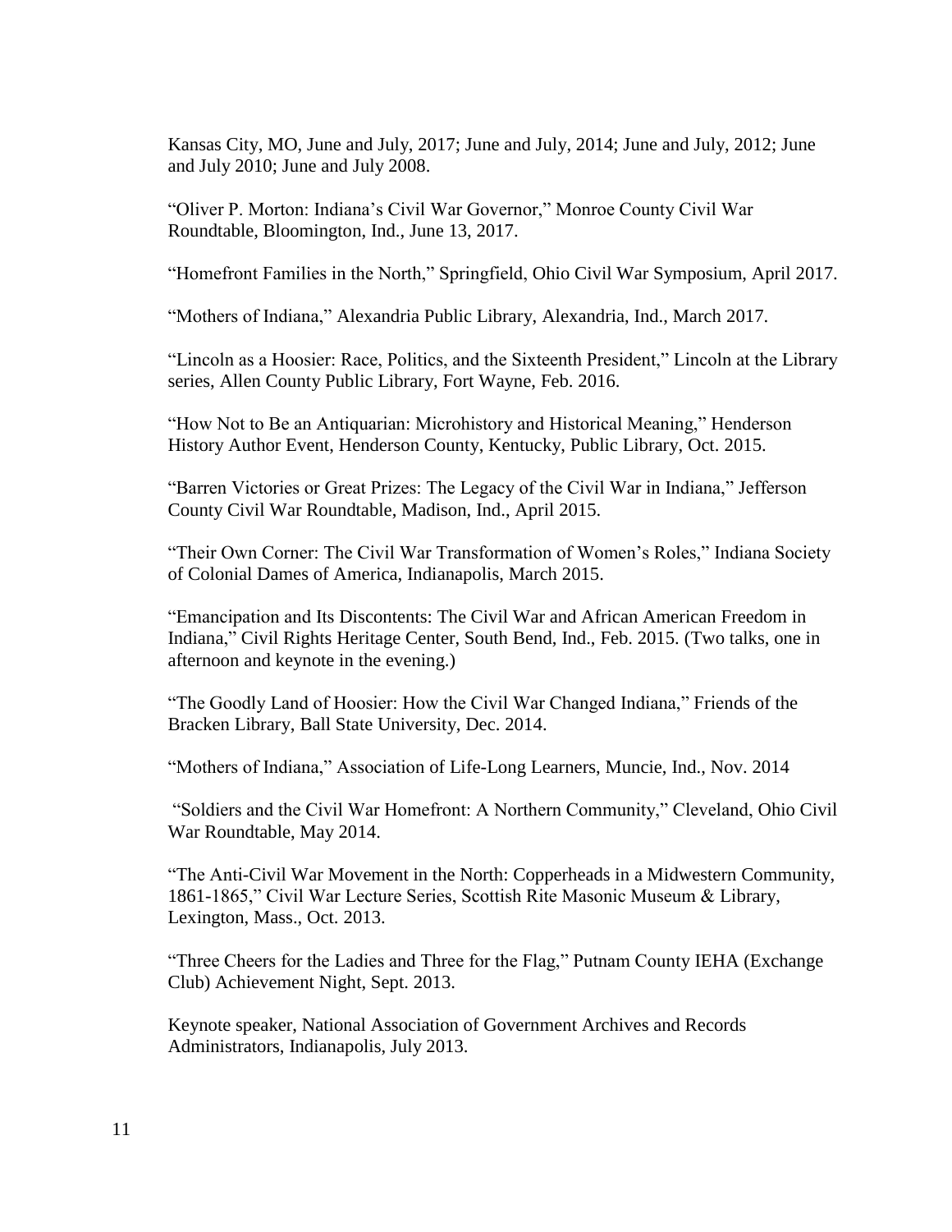Kansas City, MO, June and July, 2017; June and July, 2014; June and July, 2012; June and July 2010; June and July 2008.

"Oliver P. Morton: Indiana's Civil War Governor," Monroe County Civil War Roundtable, Bloomington, Ind., June 13, 2017.

"Homefront Families in the North," Springfield, Ohio Civil War Symposium, April 2017.

"Mothers of Indiana," Alexandria Public Library, Alexandria, Ind., March 2017.

"Lincoln as a Hoosier: Race, Politics, and the Sixteenth President," Lincoln at the Library series, Allen County Public Library, Fort Wayne, Feb. 2016.

"How Not to Be an Antiquarian: Microhistory and Historical Meaning," Henderson History Author Event, Henderson County, Kentucky, Public Library, Oct. 2015.

"Barren Victories or Great Prizes: The Legacy of the Civil War in Indiana," Jefferson County Civil War Roundtable, Madison, Ind., April 2015.

"Their Own Corner: The Civil War Transformation of Women's Roles," Indiana Society of Colonial Dames of America, Indianapolis, March 2015.

"Emancipation and Its Discontents: The Civil War and African American Freedom in Indiana," Civil Rights Heritage Center, South Bend, Ind., Feb. 2015. (Two talks, one in afternoon and keynote in the evening.)

"The Goodly Land of Hoosier: How the Civil War Changed Indiana," Friends of the Bracken Library, Ball State University, Dec. 2014.

"Mothers of Indiana," Association of Life-Long Learners, Muncie, Ind., Nov. 2014

"Soldiers and the Civil War Homefront: A Northern Community," Cleveland, Ohio Civil War Roundtable, May 2014.

"The Anti-Civil War Movement in the North: Copperheads in a Midwestern Community, 1861-1865," Civil War Lecture Series, Scottish Rite Masonic Museum & Library, Lexington, Mass., Oct. 2013.

"Three Cheers for the Ladies and Three for the Flag," Putnam County IEHA (Exchange Club) Achievement Night, Sept. 2013.

Keynote speaker, National Association of Government Archives and Records Administrators, Indianapolis, July 2013.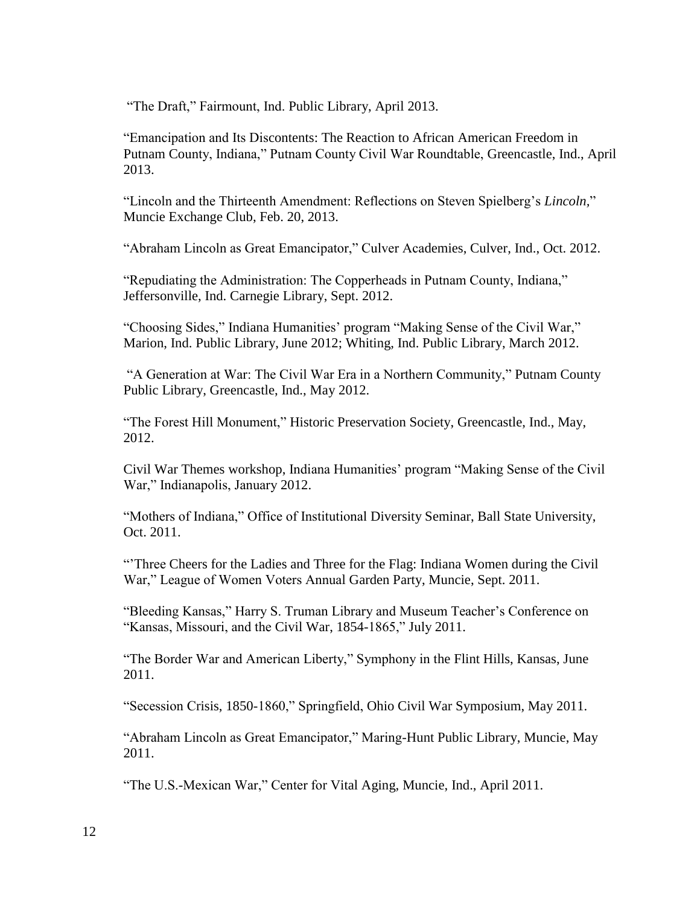"The Draft," Fairmount, Ind. Public Library, April 2013.

"Emancipation and Its Discontents: The Reaction to African American Freedom in Putnam County, Indiana," Putnam County Civil War Roundtable, Greencastle, Ind., April 2013.

"Lincoln and the Thirteenth Amendment: Reflections on Steven Spielberg's *Lincoln*," Muncie Exchange Club, Feb. 20, 2013.

"Abraham Lincoln as Great Emancipator," Culver Academies, Culver, Ind., Oct. 2012.

"Repudiating the Administration: The Copperheads in Putnam County, Indiana," Jeffersonville, Ind. Carnegie Library, Sept. 2012.

"Choosing Sides," Indiana Humanities' program "Making Sense of the Civil War," Marion, Ind. Public Library, June 2012; Whiting, Ind. Public Library, March 2012.

"A Generation at War: The Civil War Era in a Northern Community," Putnam County Public Library, Greencastle, Ind., May 2012.

"The Forest Hill Monument," Historic Preservation Society, Greencastle, Ind., May, 2012.

Civil War Themes workshop, Indiana Humanities' program "Making Sense of the Civil War," Indianapolis, January 2012.

"Mothers of Indiana," Office of Institutional Diversity Seminar, Ball State University, Oct. 2011.

"'Three Cheers for the Ladies and Three for the Flag: Indiana Women during the Civil War," League of Women Voters Annual Garden Party, Muncie, Sept. 2011.

"Bleeding Kansas," Harry S. Truman Library and Museum Teacher's Conference on "Kansas, Missouri, and the Civil War, 1854-1865," July 2011.

"The Border War and American Liberty," Symphony in the Flint Hills, Kansas, June 2011.

"Secession Crisis, 1850-1860," Springfield, Ohio Civil War Symposium, May 2011.

"Abraham Lincoln as Great Emancipator," Maring-Hunt Public Library, Muncie, May 2011.

"The U.S.-Mexican War," Center for Vital Aging, Muncie, Ind., April 2011.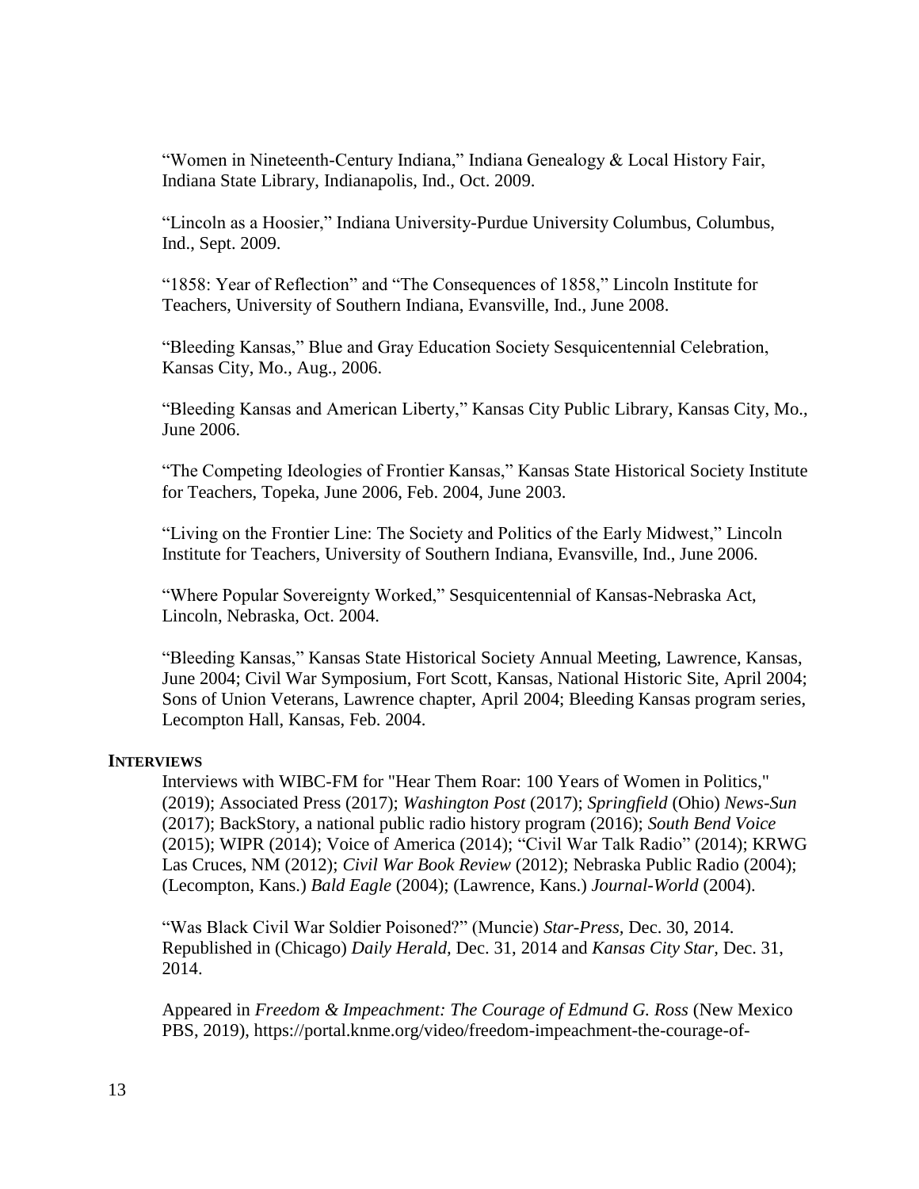“Women in Nineteenth-Century Indiana,” Indiana Genealogy & Local History Fair, Indiana State Library, Indianapolis, Ind., Oct. 2009.

“Lincoln as a Hoosier,” Indiana University-Purdue University Columbus, Columbus, Ind., Sept. 2009.

“1858: Year of Reflection” and “The Consequences of 1858,” Lincoln Institute for Teachers, University of Southern Indiana, Evansville, Ind., June 2008.

“Bleeding Kansas,” Blue and Gray Education Society Sesquicentennial Celebration, Kansas City, Mo., Aug., 2006.

“Bleeding Kansas and American Liberty,” Kansas City Public Library, Kansas City, Mo., June 2006.

“The Competing Ideologies of Frontier Kansas,” Kansas State Historical Society Institute for Teachers, Topeka, June 2006, Feb. 2004, June 2003.

“Living on the Frontier Line: The Society and Politics of the Early Midwest,” Lincoln Institute for Teachers, University of Southern Indiana, Evansville, Ind., June 2006.

“Where Popular Sovereignty Worked,” Sesquicentennial of Kansas-Nebraska Act, Lincoln, Nebraska, Oct. 2004.

“Bleeding Kansas,” Kansas State Historical Society Annual Meeting, Lawrence, Kansas, June 2004; Civil War Symposium, Fort Scott, Kansas, National Historic Site, April 2004; Sons of Union Veterans, Lawrence chapter, April 2004; Bleeding Kansas program series, Lecompton Hall, Kansas, Feb. 2004.

**INTERVIEWS**

Interviews with WIBC-FM for "Hear Them Roar: 100 Years of Women in Politics," (2019); Associated Press (2017); *Washington Post* (2017); *Springfield* (Ohio) *News-Sun* (2017); BackStory, a national public radio history program (2016); *South Bend Voice* (2015); WIPR (2014); Voice of America (2014); “Civil War Talk Radio” (2014); KRWG Las Cruces, NM (2012); *Civil War Book Review* (2012); Nebraska Public Radio (2004); (Lecompton, Kans.) *Bald Eagle* (2004); (Lawrence, Kans.) *Journal-World* (2004).

“Was Black Civil War Soldier Poisoned?” (Muncie) *Star-Press,* Dec. 30, 2014. Republished in (Chicago) *Daily Herald,* Dec. 31, 2014 and *Kansas City Star,* Dec. 31, 2014.

Appeared in *Freedom & Impeachment: The Courage of Edmund G. Ross* (New Mexico PBS, 2019), https://portal.knme.org/video/freedom-impeachment-the-courage-of-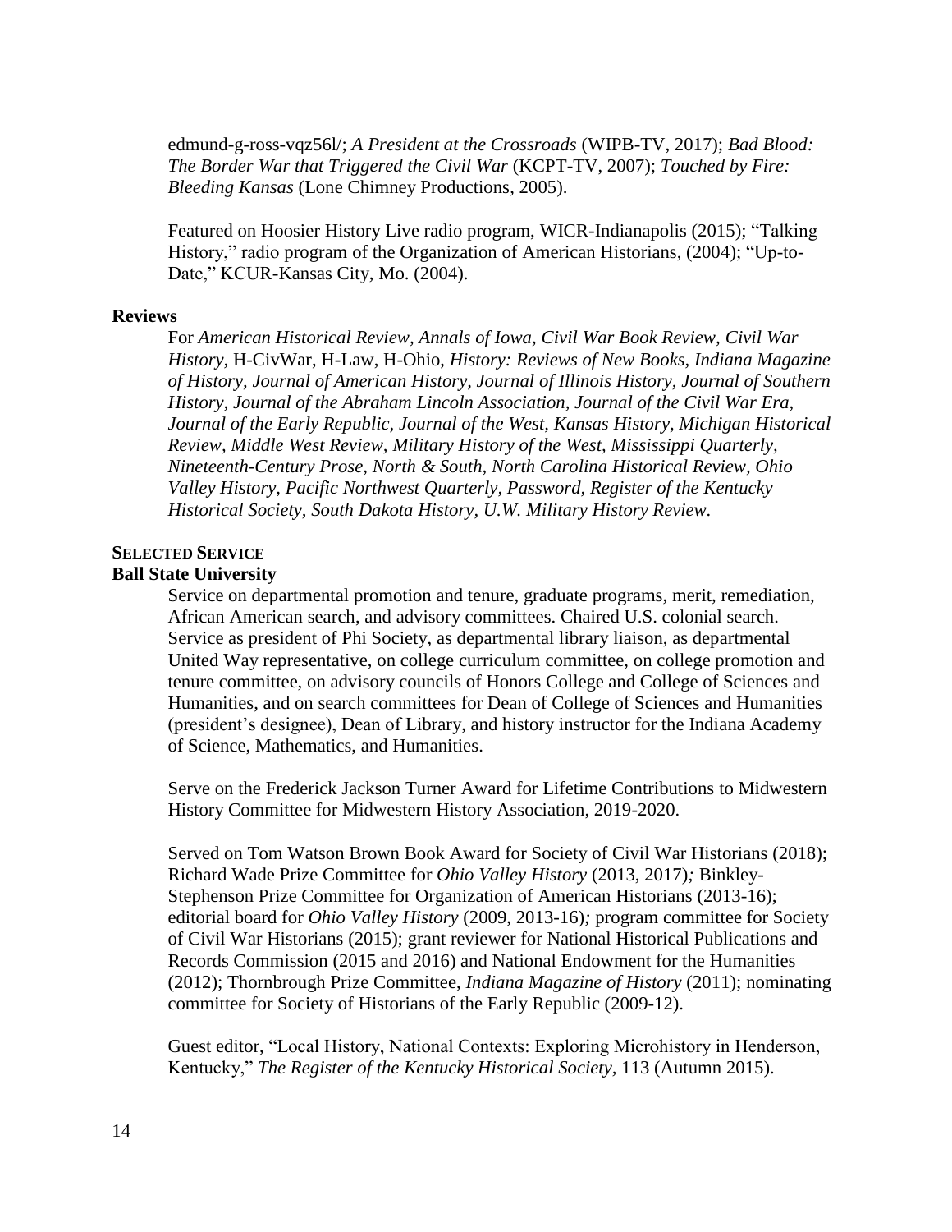edmund-g-ross-vqz56l/; *A President at the Crossroads* (WIPB-TV, 2017); *Bad Blood: The Border War that Triggered the Civil War* (KCPT-TV, 2007); *Touched by Fire: Bleeding Kansas* (Lone Chimney Productions, 2005).

Featured on Hoosier History Live radio program, WICR-Indianapolis (2015); "Talking History," radio program of the Organization of American Historians, (2004); "Up-to-Date," KCUR-Kansas City, Mo. (2004).

### Reviews

For *American Historical Review, Annals of Iowa, Civil War Book Review, Civil War History,* H-CivWar, H-Law, H-Ohio, *History: Reviews of New Books, Indiana Magazine of History, Journal of American History, Journal of Illinois History, Journal of Southern History, Journal of the Abraham Lincoln Association, Journal of the Civil War Era, Journal of the Early Republic, Journal of the West, Kansas History, Michigan Historical Review, Middle West Review, Military History of the West, Mississippi Quarterly, Nineteenth-Century Prose, North & South, North Carolina Historical Review, Ohio Valley History, Pacific Northwest Quarterly, Password, Register of the Kentucky Historical Society, South Dakota History, U.W. Military History Review.*

## SELECTED SERVICE

### Ball State University

Service on departmental promotion and tenure, graduate programs, merit, remediation, African American search, and advisory committees. Chaired U.S. colonial search. Service as president of Phi Society, as departmental library liaison, as departmental United Way representative, on college curriculum committee, on college promotion and tenure committee, on advisory councils of Honors College and College of Sciences and Humanities, and on search committees for Dean of College of Sciences and Humanities (president's designee), Dean of Library, and history instructor for the Indiana Academy of Science, Mathematics, and Humanities.

Serve on the Frederick Jackson Turner Award for Lifetime Contributions to Midwestern History Committee for Midwestern History Association, 2019-2020.

Served on Tom Watson Brown Book Award for Society of Civil War Historians (2018); Richard Wade Prize Committee for *Ohio Valley History* (2013, 2017); Binkley-Stephenson Prize Committee for Organization of American Historians (2013-16); editorial board for *Ohio Valley History* (2009, 2013-16); program committee for Society of Civil War Historians (2015); grant reviewer for National Historical Publications and Records Commission (2015 and 2016) and National Endowment for the Humanities (2012); Thornbrough Prize Committee, *Indiana Magazine of History* (2011); nominating committee for Society of Historians of the Early Republic (2009-12).

Guest editor, "Local History, National Contexts: Exploring Microhistory in Henderson, Kentucky," *The Register of the Kentucky Historical Society,* 113 (Autumn 2015).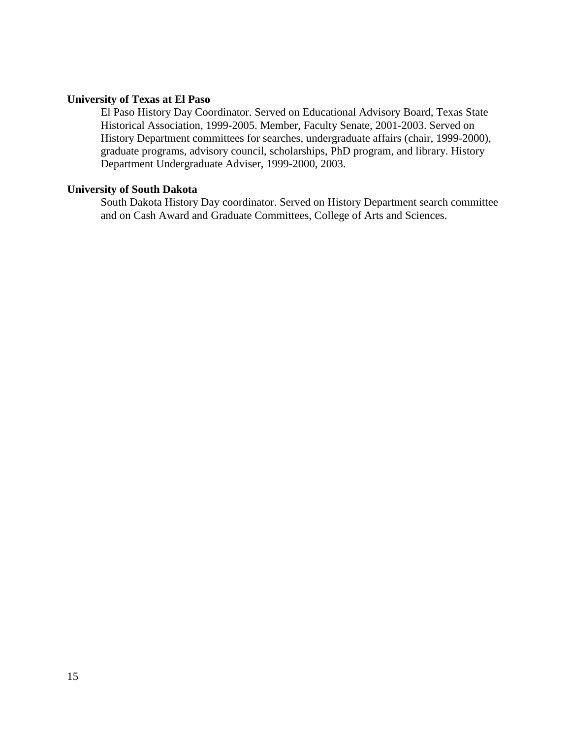**University of Texas at El Paso**

El Paso History Day Coordinator. Served on Educational Advisory Board, Texas State Historical Association, 1999-2005. Member, Faculty Senate, 2001-2003. Served on History Department committees for searches, undergraduate affairs (chair, 1999-2000), graduate programs, advisory council, scholarships, PhD program, and library. History Department Undergraduate Adviser, 1999-2000, 2003.

**University of South Dakota**

South Dakota History Day coordinator. Served on History Department search committee and on Cash Award and Graduate Committees, College of Arts and Sciences.